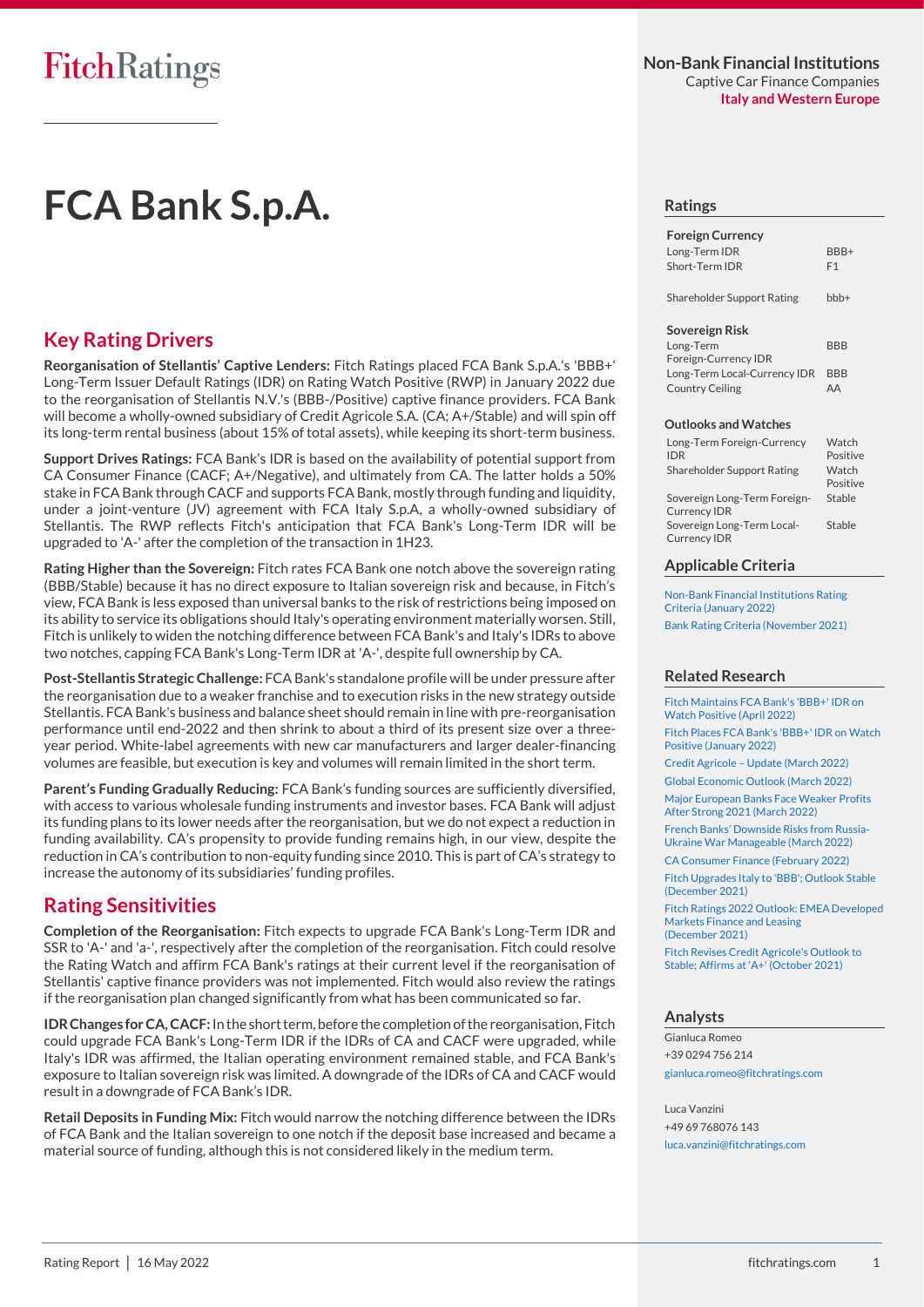FitchRatings

Non-Bank Financial Institutions
Captive Car Finance Companies
**Italy and Western Europe**

# FCA Bank S.p.A.

## Key Rating Drivers

**Reorganisation of Stellantis' Captive Lenders:** Fitch Ratings placed FCA Bank S.p.A.'s 'BBB+' Long-Term Issuer Default Ratings (IDR) on Rating Watch Positive (RWP) in January 2022 due to the reorganisation of Stellantis N.V.'s (BBB-/Positive) captive finance providers. FCA Bank will become a wholly-owned subsidiary of Credit Agricole S.A. (CA; A+/Stable) and will spin off its long-term rental business (about 15% of total assets), while keeping its short-term business.

**Support Drives Ratings:** FCA Bank's IDR is based on the availability of potential support from CA Consumer Finance (CACF; A+/Negative), and ultimately from CA. The latter holds a 50% stake in FCA Bank through CACF and supports FCA Bank, mostly through funding and liquidity, under a joint-venture (JV) agreement with FCA Italy S.p.A, a wholly-owned subsidiary of Stellantis. The RWP reflects Fitch's anticipation that FCA Bank's Long-Term IDR will be upgraded to 'A-' after the completion of the transaction in 1H23.

**Rating Higher than the Sovereign:** Fitch rates FCA Bank one notch above the sovereign rating (BBB/Stable) because it has no direct exposure to Italian sovereign risk and because, in Fitch's view, FCA Bank is less exposed than universal banks to the risk of restrictions being imposed on its ability to service its obligations should Italy's operating environment materially worsen. Still, Fitch is unlikely to widen the notching difference between FCA Bank's and Italy's IDRs to above two notches, capping FCA Bank's Long-Term IDR at 'A-', despite full ownership by CA.

**Post-Stellantis Strategic Challenge:** FCA Bank's standalone profile will be under pressure after the reorganisation due to a weaker franchise and to execution risks in the new strategy outside Stellantis. FCA Bank's business and balance sheet should remain in line with pre-reorganisation performance until end-2022 and then shrink to about a third of its present size over a three-year period. White-label agreements with new car manufacturers and larger dealer-financing volumes are feasible, but execution is key and volumes will remain limited in the short term.

**Parent's Funding Gradually Reducing:** FCA Bank's funding sources are sufficiently diversified, with access to various wholesale funding instruments and investor bases. FCA Bank will adjust its funding plans to its lower needs after the reorganisation, but we do not expect a reduction in funding availability. CA's propensity to provide funding remains high, in our view, despite the reduction in CA's contribution to non-equity funding since 2010. This is part of CA's strategy to increase the autonomy of its subsidiaries' funding profiles.

## Rating Sensitivities

**Completion of the Reorganisation:** Fitch expects to upgrade FCA Bank's Long-Term IDR and SSR to 'A-' and 'a-', respectively after the completion of the reorganisation. Fitch could resolve the Rating Watch and affirm FCA Bank's ratings at their current level if the reorganisation of Stellantis' captive finance providers was not implemented. Fitch would also review the ratings if the reorganisation plan changed significantly from what has been communicated so far.

**IDR Changes for CA, CACF:** In the short term, before the completion of the reorganisation, Fitch could upgrade FCA Bank's Long-Term IDR if the IDRs of CA and CACF were upgraded, while Italy's IDR was affirmed, the Italian operating environment remained stable, and FCA Bank's exposure to Italian sovereign risk was limited. A downgrade of the IDRs of CA and CACF would result in a downgrade of FCA Bank's IDR.

**Retail Deposits in Funding Mix:** Fitch would narrow the notching difference between the IDRs of FCA Bank and the Italian sovereign to one notch if the deposit base increased and became a material source of funding, although this is not considered likely in the medium term.

## Ratings

| **Foreign Currency** | |
|---|---|
| Long-Term IDR | BBB+ |
| Short-Term IDR | F1 |
| Shareholder Support Rating | bbb+ |
| **Sovereign Risk** | |
| Long-Term Foreign-Currency IDR | BBB |
| Long-Term Local-Currency IDR | BBB |
| Country Ceiling | AA |

### Outlooks and Watches

| | |
|---|---|
| Long-Term Foreign-Currency IDR | Watch Positive |
| Shareholder Support Rating | Watch Positive |
| Sovereign Long-Term Foreign-Currency IDR | Stable |
| Sovereign Long-Term Local-Currency IDR | Stable |

## Applicable Criteria

Non-Bank Financial Institutions Rating Criteria (January 2022)
Bank Rating Criteria (November 2021)

## Related Research

Fitch Maintains FCA Bank's 'BBB+' IDR on Watch Positive (April 2022)
Fitch Places FCA Bank's 'BBB+' IDR on Watch Positive (January 2022)
Credit Agricole – Update (March 2022)
Global Economic Outlook (March 2022)
Major European Banks Face Weaker Profits After Strong 2021 (March 2022)
French Banks' Downside Risks from Russia-Ukraine War Manageable (March 2022)
CA Consumer Finance (February 2022)
Fitch Upgrades Italy to 'BBB'; Outlook Stable (December 2021)
Fitch Ratings 2022 Outlook: EMEA Developed Markets Finance and Leasing (December 2021)
Fitch Revises Credit Agricole's Outlook to Stable; Affirms at 'A+' (October 2021)

## Analysts

Gianluca Romeo
+39 0294 756 214
gianluca.romeo@fitchratings.com

Luca Vanzini
+49 69 768076 143
luca.vanzini@fitchratings.com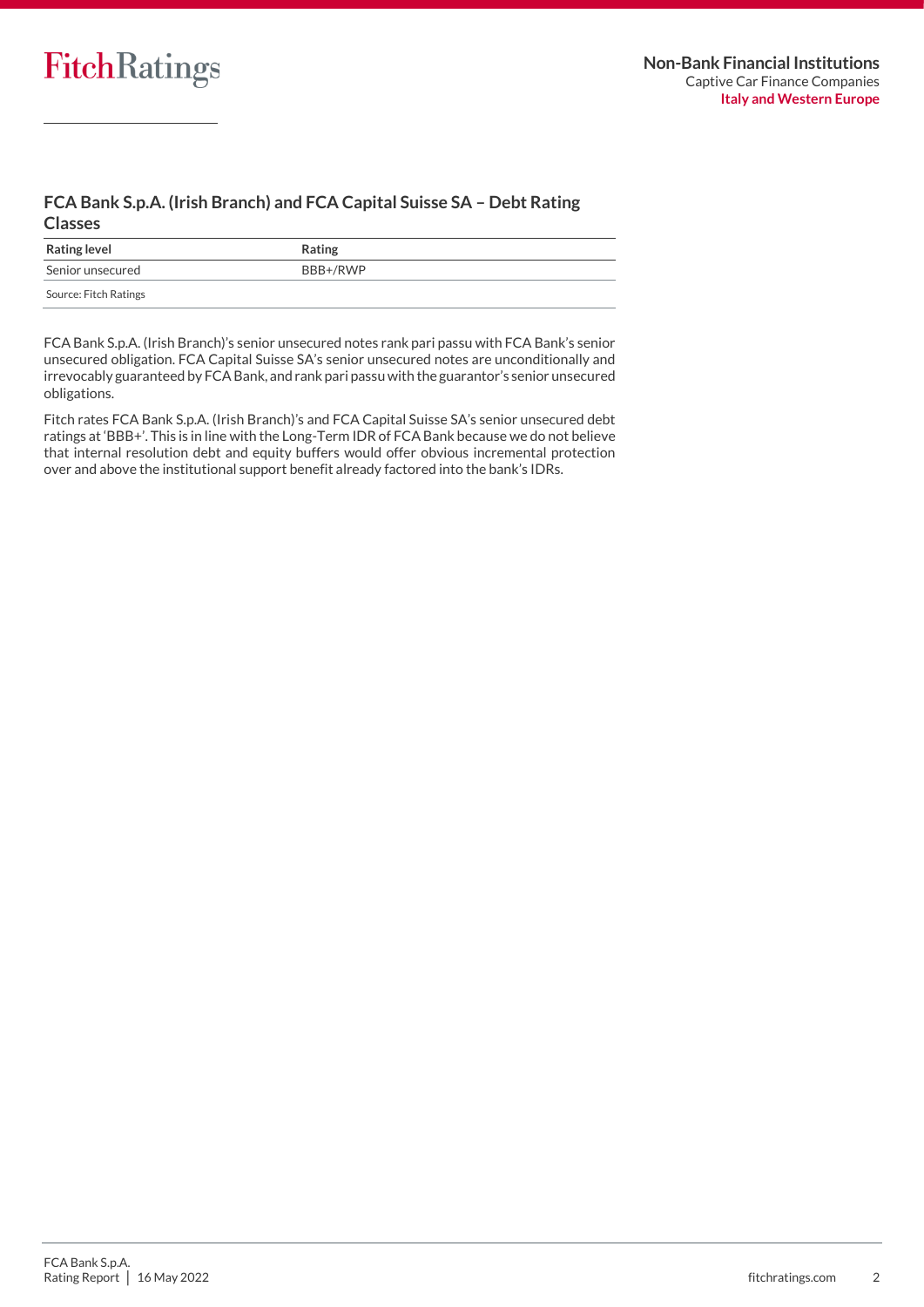## FCA Bank S.p.A. (Irish Branch) and FCA Capital Suisse SA – Debt Rating Classes

| Rating level | Rating |
|---|---|
| Senior unsecured | BBB+/RWP |

Source: Fitch Ratings

FCA Bank S.p.A. (Irish Branch)'s senior unsecured notes rank pari passu with FCA Bank's senior unsecured obligation. FCA Capital Suisse SA's senior unsecured notes are unconditionally and irrevocably guaranteed by FCA Bank, and rank pari passu with the guarantor's senior unsecured obligations.

Fitch rates FCA Bank S.p.A. (Irish Branch)'s and FCA Capital Suisse SA's senior unsecured debt ratings at 'BBB+'. This is in line with the Long-Term IDR of FCA Bank because we do not believe that internal resolution debt and equity buffers would offer obvious incremental protection over and above the institutional support benefit already factored into the bank's IDRs.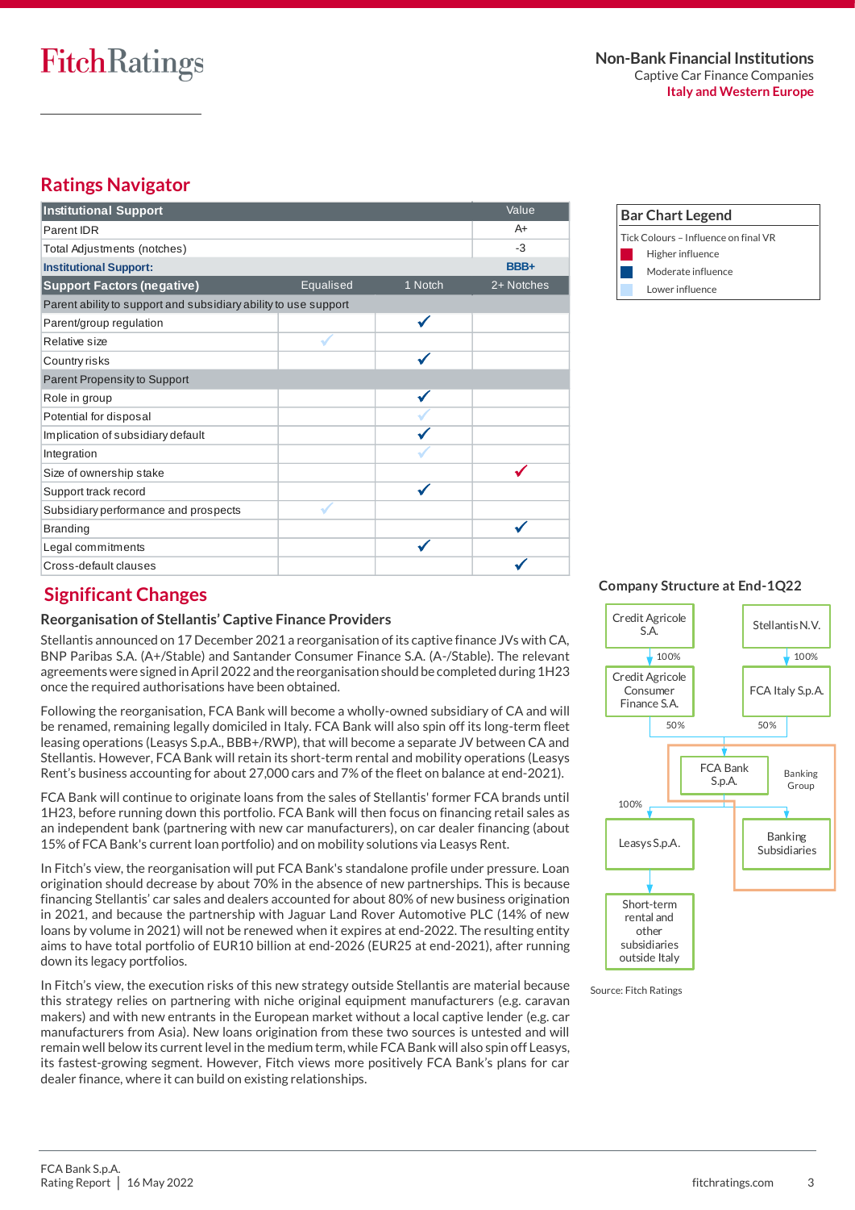## Ratings Navigator

| Institutional Support | | | Value |
|---|---|---|---|
| Parent IDR | | | A+ |
| Total Adjustments (notches) | | | -3 |
| **Institutional Support:** | | | **BBB+** |
| **Support Factors (negative)** | **Equalised** | **1 Notch** | **2+ Notches** |
| Parent ability to support and subsidiary ability to use support | | | |
| Parent/group regulation | | ✓ | |
| Relative size | ✓ | | |
| Country risks | | ✓ | |
| Parent Propensity to Support | | | |
| Role in group | | ✓ | |
| Potential for disposal | | ✓ | |
| Implication of subsidiary default | | ✓ | |
| Integration | | ✓ | |
| Size of ownership stake | | | ✓ |
| Support track record | | ✓ | |
| Subsidiary performance and prospects | ✓ | | |
| Branding | | | ✓ |
| Legal commitments | | ✓ | |
| Cross-default clauses | | | ✓ |

**Bar Chart Legend**

Tick Colours – Influence on final VR

- Higher influence
- Moderate influence
- Lower influence

## Significant Changes

### Reorganisation of Stellantis' Captive Finance Providers

Stellantis announced on 17 December 2021 a reorganisation of its captive finance JVs with CA, BNP Paribas S.A. (A+/Stable) and Santander Consumer Finance S.A. (A-/Stable). The relevant agreements were signed in April 2022 and the reorganisation should be completed during 1H23 once the required authorisations have been obtained.

Following the reorganisation, FCA Bank will become a wholly-owned subsidiary of CA and will be renamed, remaining legally domiciled in Italy. FCA Bank will also spin off its long-term fleet leasing operations (Leasys S.p.A., BBB+/RWP), that will become a separate JV between CA and Stellantis. However, FCA Bank will retain its short-term rental and mobility operations (Leasys Rent's business accounting for about 27,000 cars and 7% of the fleet on balance at end-2021).

FCA Bank will continue to originate loans from the sales of Stellantis' former FCA brands until 1H23, before running down this portfolio. FCA Bank will then focus on financing retail sales as an independent bank (partnering with new car manufacturers), on car dealer financing (about 15% of FCA Bank's current loan portfolio) and on mobility solutions via Leasys Rent.

In Fitch's view, the reorganisation will put FCA Bank's standalone profile under pressure. Loan origination should decrease by about 70% in the absence of new partnerships. This is because financing Stellantis' car sales and dealers accounted for about 80% of new business origination in 2021, and because the partnership with Jaguar Land Rover Automotive PLC (14% of new loans by volume in 2021) will not be renewed when it expires at end-2022. The resulting entity aims to have total portfolio of EUR10 billion at end-2026 (EUR25 at end-2021), after running down its legacy portfolios.

In Fitch's view, the execution risks of this new strategy outside Stellantis are material because this strategy relies on partnering with niche original equipment manufacturers (e.g. caravan makers) and with new entrants in the European market without a local captive lender (e.g. car manufacturers from Asia). New loans origination from these two sources is untested and will remain well below its current level in the medium term, while FCA Bank will also spin off Leasys, its fastest-growing segment. However, Fitch views more positively FCA Bank's plans for car dealer finance, where it can build on existing relationships.

### Company Structure at End-1Q22

- Credit Agricole S.A. → 100% → Credit Agricole Consumer Finance S.A. → 50% → FCA Bank S.p.A.
- Stellantis N.V. → 100% → FCA Italy S.p.A. → 50% → FCA Bank S.p.A.
- Banking Group: FCA Bank S.p.A. and Banking Subsidiaries
- FCA Bank S.p.A. → 100% → Leasys S.p.A. → Short-term rental and other subsidiaries outside Italy

Source: Fitch Ratings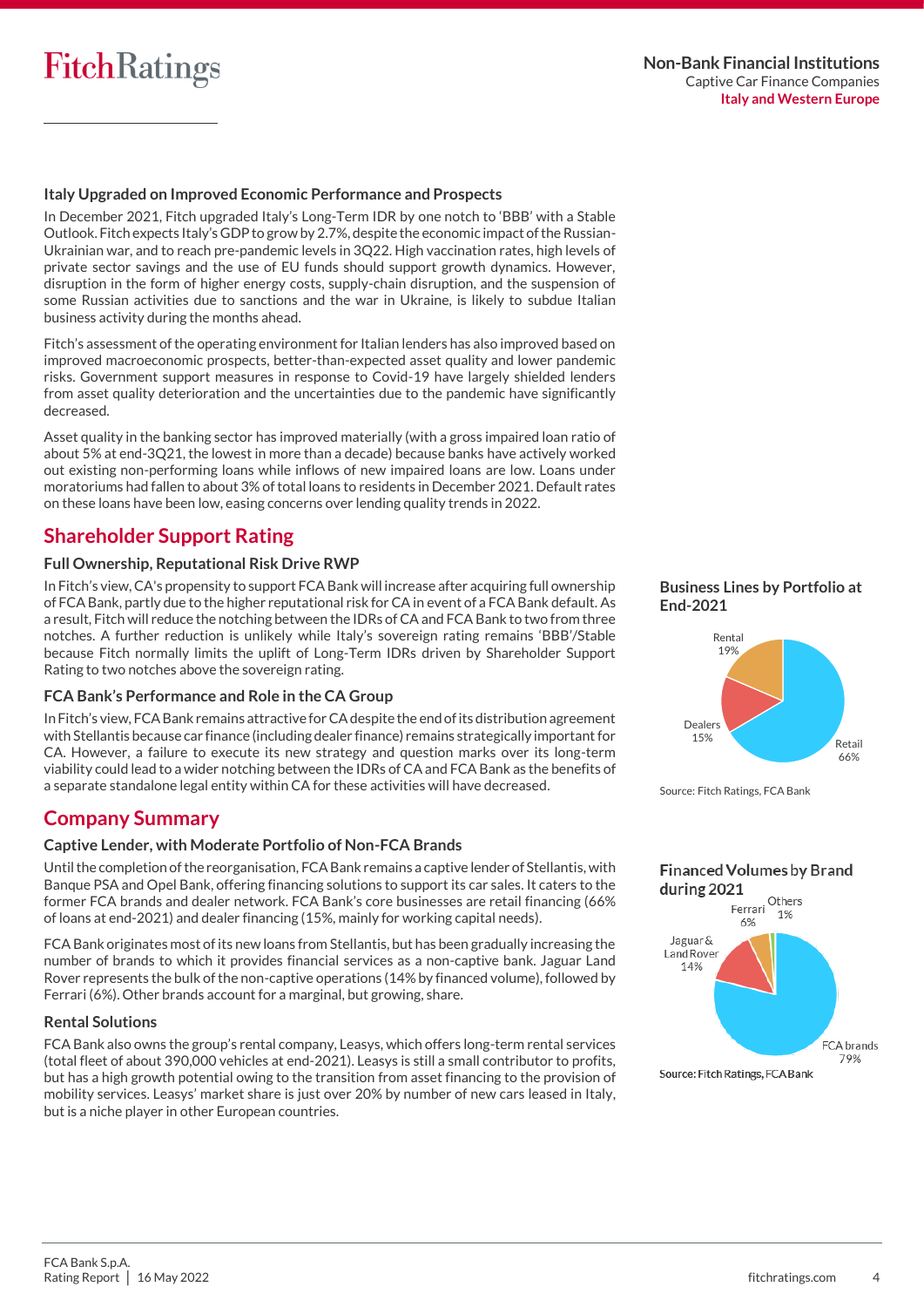### Italy Upgraded on Improved Economic Performance and Prospects

In December 2021, Fitch upgraded Italy's Long-Term IDR by one notch to 'BBB' with a Stable Outlook. Fitch expects Italy's GDP to grow by 2.7%, despite the economic impact of the Russian-Ukrainian war, and to reach pre-pandemic levels in 3Q22. High vaccination rates, high levels of private sector savings and the use of EU funds should support growth dynamics. However, disruption in the form of higher energy costs, supply-chain disruption, and the suspension of some Russian activities due to sanctions and the war in Ukraine, is likely to subdue Italian business activity during the months ahead.

Fitch's assessment of the operating environment for Italian lenders has also improved based on improved macroeconomic prospects, better-than-expected asset quality and lower pandemic risks. Government support measures in response to Covid-19 have largely shielded lenders from asset quality deterioration and the uncertainties due to the pandemic have significantly decreased.

Asset quality in the banking sector has improved materially (with a gross impaired loan ratio of about 5% at end-3Q21, the lowest in more than a decade) because banks have actively worked out existing non-performing loans while inflows of new impaired loans are low. Loans under moratoriums had fallen to about 3% of total loans to residents in December 2021. Default rates on these loans have been low, easing concerns over lending quality trends in 2022.

## Shareholder Support Rating

### Full Ownership, Reputational Risk Drive RWP

In Fitch's view, CA's propensity to support FCA Bank will increase after acquiring full ownership of FCA Bank, partly due to the higher reputational risk for CA in event of a FCA Bank default. As a result, Fitch will reduce the notching between the IDRs of CA and FCA Bank to two from three notches. A further reduction is unlikely while Italy's sovereign rating remains 'BBB'/Stable because Fitch normally limits the uplift of Long-Term IDRs driven by Shareholder Support Rating to two notches above the sovereign rating.

### FCA Bank's Performance and Role in the CA Group

In Fitch's view, FCA Bank remains attractive for CA despite the end of its distribution agreement with Stellantis because car finance (including dealer finance) remains strategically important for CA. However, a failure to execute its new strategy and question marks over its long-term viability could lead to a wider notching between the IDRs of CA and FCA Bank as the benefits of a separate standalone legal entity within CA for these activities will have decreased.

## Company Summary

### Captive Lender, with Moderate Portfolio of Non-FCA Brands

Until the completion of the reorganisation, FCA Bank remains a captive lender of Stellantis, with Banque PSA and Opel Bank, offering financing solutions to support its car sales. It caters to the former FCA brands and dealer network. FCA Bank's core businesses are retail financing (66% of loans at end-2021) and dealer financing (15%, mainly for working capital needs).

FCA Bank originates most of its new loans from Stellantis, but has been gradually increasing the number of brands to which it provides financial services as a non-captive bank. Jaguar Land Rover represents the bulk of the non-captive operations (14% by financed volume), followed by Ferrari (6%). Other brands account for a marginal, but growing, share.

### Rental Solutions

FCA Bank also owns the group's rental company, Leasys, which offers long-term rental services (total fleet of about 390,000 vehicles at end-2021). Leasys is still a small contributor to profits, but has a high growth potential owing to the transition from asset financing to the provision of mobility services. Leasys' market share is just over 20% by number of new cars leased in Italy, but is a niche player in other European countries.

**Business Lines by Portfolio at End-2021**

| Business line | Share |
|---|---|
| Retail | 66% |
| Dealers | 15% |
| Rental | 19% |

Source: Fitch Ratings, FCA Bank

**Financed Volumes by Brand during 2021**

| Brand | Share |
|---|---|
| FCA brands | 79% |
| Jaguar & Land Rover | 14% |
| Ferrari | 6% |
| Others | 1% |

Source: Fitch Ratings, FCA Bank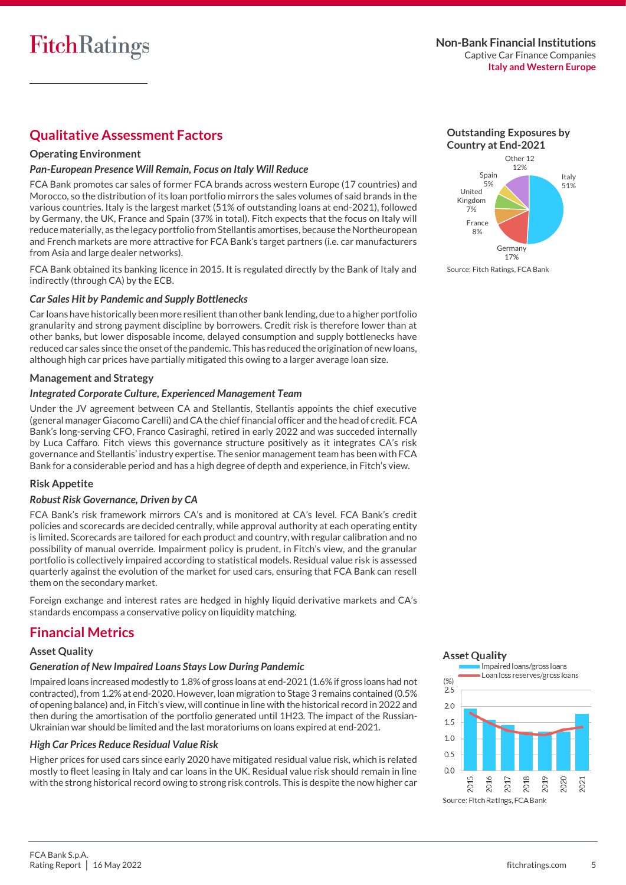## Qualitative Assessment Factors

### Operating Environment

*Pan-European Presence Will Remain, Focus on Italy Will Reduce*

FCA Bank promotes car sales of former FCA brands across western Europe (17 countries) and Morocco, so the distribution of its loan portfolio mirrors the sales volumes of said brands in the various countries. Italy is the largest market (51% of outstanding loans at end-2021), followed by Germany, the UK, France and Spain (37% in total). Fitch expects that the focus on Italy will reduce materially, as the legacy portfolio from Stellantis amortises, because the Northeuropean and French markets are more attractive for FCA Bank's target partners (i.e. car manufacturers from Asia and large dealer networks).

FCA Bank obtained its banking licence in 2015. It is regulated directly by the Bank of Italy and indirectly (through CA) by the ECB.

*Car Sales Hit by Pandemic and Supply Bottlenecks*

Car loans have historically been more resilient than other bank lending, due to a higher portfolio granularity and strong payment discipline by borrowers. Credit risk is therefore lower than at other banks, but lower disposable income, delayed consumption and supply bottlenecks have reduced car sales since the onset of the pandemic. This has reduced the origination of new loans, although high car prices have partially mitigated this owing to a larger average loan size.

### Management and Strategy

*Integrated Corporate Culture, Experienced Management Team*

Under the JV agreement between CA and Stellantis, Stellantis appoints the chief executive (general manager Giacomo Carelli) and CA the chief financial officer and the head of credit. FCA Bank's long-serving CFO, Franco Casiraghi, retired in early 2022 and was succeded internally by Luca Caffaro. Fitch views this governance structure positively as it integrates CA's risk governance and Stellantis' industry expertise. The senior management team has been with FCA Bank for a considerable period and has a high degree of depth and experience, in Fitch's view.

### Risk Appetite

*Robust Risk Governance, Driven by CA*

FCA Bank's risk framework mirrors CA's and is monitored at CA's level. FCA Bank's credit policies and scorecards are decided centrally, while approval authority at each operating entity is limited. Scorecards are tailored for each product and country, with regular calibration and no possibility of manual override. Impairment policy is prudent, in Fitch's view, and the granular portfolio is collectively impaired according to statistical models. Residual value risk is assessed quarterly against the evolution of the market for used cars, ensuring that FCA Bank can resell them on the secondary market.

Foreign exchange and interest rates are hedged in highly liquid derivative markets and CA's standards encompass a conservative policy on liquidity matching.

**Outstanding Exposures by Country at End-2021**

| Country | % |
|---|---|
| Italy | 51 |
| Germany | 17 |
| France | 8 |
| United Kingdom | 7 |
| Spain | 5 |
| Other | 12 |

Source: Fitch Ratings, FCA Bank

## Financial Metrics

### Asset Quality

*Generation of New Impaired Loans Stays Low During Pandemic*

Impaired loans increased modestly to 1.8% of gross loans at end-2021 (1.6% if gross loans had not contracted), from 1.2% at end-2020. However, loan migration to Stage 3 remains contained (0.5% of opening balance) and, in Fitch's view, will continue in line with the historical record in 2022 and then during the amortisation of the portfolio generated until 1H23. The impact of the Russian-Ukrainian war should be limited and the last moratoriums on loans expired at end-2021.

*High Car Prices Reduce Residual Value Risk*

Higher prices for used cars since early 2020 have mitigated residual value risk, which is related mostly to fleet leasing in Italy and car loans in the UK. Residual value risk should remain in line with the strong historical record owing to strong risk controls. This is despite the now higher car

**Asset Quality**

(%) — Impaired loans/gross loans; Loan loss reserves/gross loans; 2015–2021

Source: Fitch Ratings, FCA Bank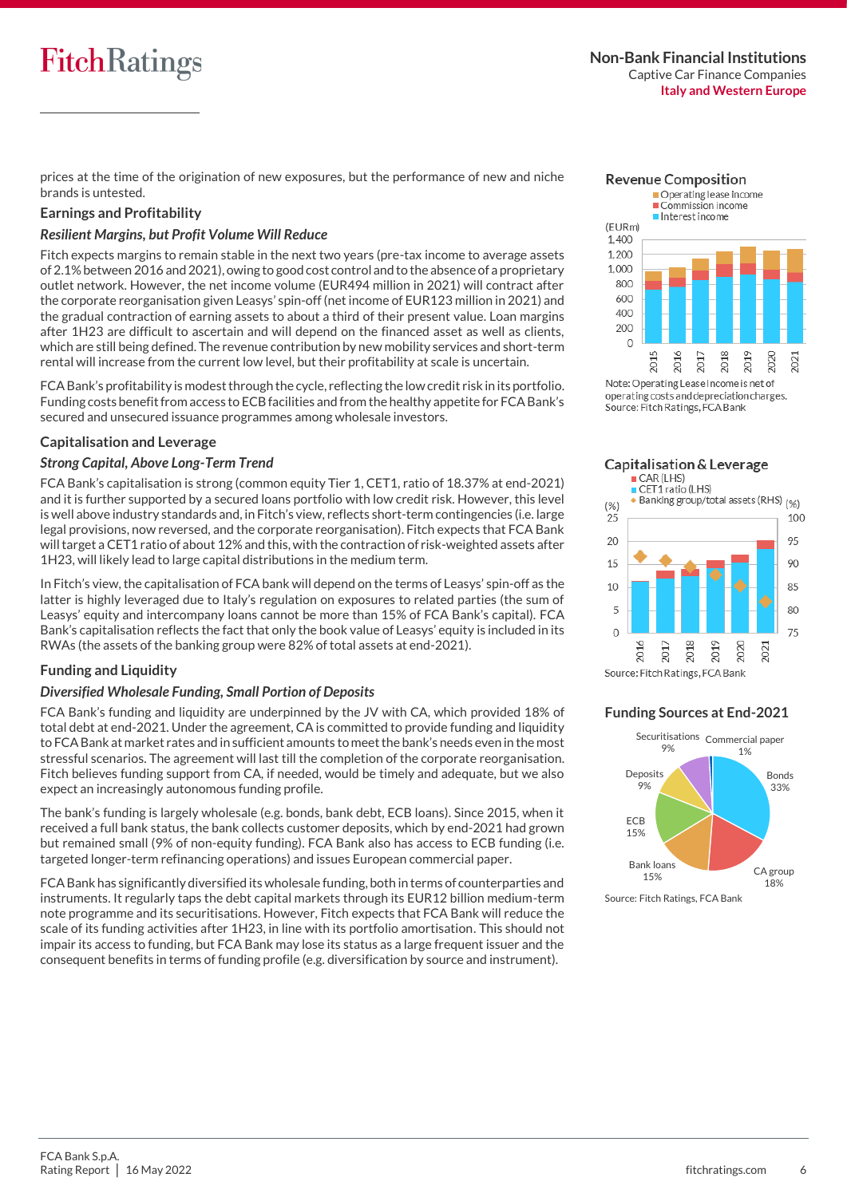prices at the time of the origination of new exposures, but the performance of new and niche brands is untested.

## Earnings and Profitability

### *Resilient Margins, but Profit Volume Will Reduce*

Fitch expects margins to remain stable in the next two years (pre-tax income to average assets of 2.1% between 2016 and 2021), owing to good cost control and to the absence of a proprietary outlet network. However, the net income volume (EUR494 million in 2021) will contract after the corporate reorganisation given Leasys' spin-off (net income of EUR123 million in 2021) and the gradual contraction of earning assets to about a third of their present value. Loan margins after 1H23 are difficult to ascertain and will depend on the financed asset as well as clients, which are still being defined. The revenue contribution by new mobility services and short-term rental will increase from the current low level, but their profitability at scale is uncertain.

FCA Bank's profitability is modest through the cycle, reflecting the low credit risk in its portfolio. Funding costs benefit from access to ECB facilities and from the healthy appetite for FCA Bank's secured and unsecured issuance programmes among wholesale investors.

## Capitalisation and Leverage

### *Strong Capital, Above Long-Term Trend*

FCA Bank's capitalisation is strong (common equity Tier 1, CET1, ratio of 18.37% at end-2021) and it is further supported by a secured loans portfolio with low credit risk. However, this level is well above industry standards and, in Fitch's view, reflects short-term contingencies (i.e. large legal provisions, now reversed, and the corporate reorganisation). Fitch expects that FCA Bank will target a CET1 ratio of about 12% and this, with the contraction of risk-weighted assets after 1H23, will likely lead to large capital distributions in the medium term.

In Fitch's view, the capitalisation of FCA bank will depend on the terms of Leasys' spin-off as the latter is highly leveraged due to Italy's regulation on exposures to related parties (the sum of Leasys' equity and intercompany loans cannot be more than 15% of FCA Bank's capital). FCA Bank's capitalisation reflects the fact that only the book value of Leasys' equity is included in its RWAs (the assets of the banking group were 82% of total assets at end-2021).

## Funding and Liquidity

### *Diversified Wholesale Funding, Small Portion of Deposits*

FCA Bank's funding and liquidity are underpinned by the JV with CA, which provided 18% of total debt at end-2021. Under the agreement, CA is committed to provide funding and liquidity to FCA Bank at market rates and in sufficient amounts to meet the bank's needs even in the most stressful scenarios. The agreement will last till the completion of the corporate reorganisation. Fitch believes funding support from CA, if needed, would be timely and adequate, but we also expect an increasingly autonomous funding profile.

The bank's funding is largely wholesale (e.g. bonds, bank debt, ECB loans). Since 2015, when it received a full bank status, the bank collects customer deposits, which by end-2021 had grown but remained small (9% of non-equity funding). FCA Bank also has access to ECB funding (i.e. targeted longer-term refinancing operations) and issues European commercial paper.

FCA Bank has significantly diversified its wholesale funding, both in terms of counterparties and instruments. It regularly taps the debt capital markets through its EUR12 billion medium-term note programme and its securitisations. However, Fitch expects that FCA Bank will reduce the scale of its funding activities after 1H23, in line with its portfolio amortisation. This should not impair its access to funding, but FCA Bank may lose its status as a large frequent issuer and the consequent benefits in terms of funding profile (e.g. diversification by source and instrument).

**Revenue Composition**

Note: Operating Lease Income is net of operating costs and depreciation charges.
Source: Fitch Ratings, FCA Bank

**Capitalisation & Leverage**

Source: Fitch Ratings, FCA Bank

**Funding Sources at End-2021**

| Source | Share |
|---|---|
| Bonds | 33% |
| CA group | 18% |
| Bank loans | 15% |
| ECB | 15% |
| Deposits | 9% |
| Securitisations | 9% |
| Commercial paper | 1% |

Source: Fitch Ratings, FCA Bank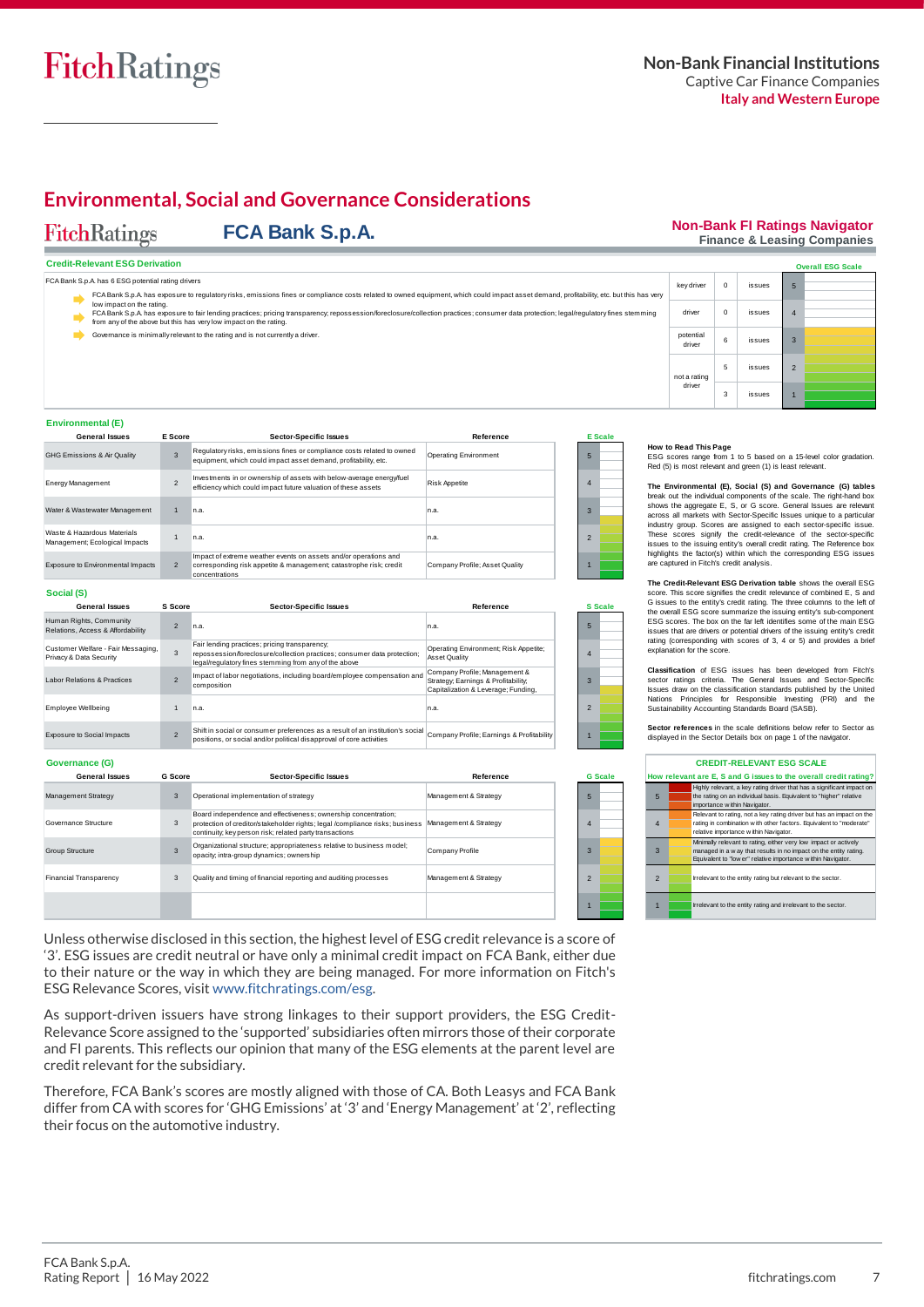# Environmental, Social and Governance Considerations

**FitchRatings** — **FCA Bank S.p.A.**

**Non-Bank FI Ratings Navigator**
**Finance & Leasing Companies**

### Credit-Relevant ESG Derivation

FCA Bank S.p.A. has 6 ESG potential rating drivers

- FCA Bank S.p.A. has exposure to regulatory risks, emissions fines or compliance costs related to owned equipment, which could impact asset demand, profitability, etc. but this has very low impact on the rating.
- FCA Bank S.p.A. has exposure to fair lending practices; pricing transparency; repossession/foreclosure/collection practices; consumer data protection; legal/regulatory fines stemming from any of the above but this has very low impact on the rating.
- Governance is minimally relevant to the rating and is not currently a driver.

| | | | Overall ESG Scale |
|---|---|---|---|
| key driver | 0 | issues | 5 |
| driver | 0 | issues | 4 |
| potential driver | 6 | issues | 3 |
| not a rating driver | 5 | issues | 2 |
| | 3 | issues | 1 |

### Environmental (E)

| General Issues | E Score | Sector-Specific Issues | Reference |
|---|---|---|---|
| GHG Emissions & Air Quality | 3 | Regulatory risks, emissions fines or compliance costs related to owned equipment, which could impact asset demand, profitability, etc. | Operating Environment |
| Energy Management | 2 | Investments in or ownership of assets with below-average energy/fuel efficiency which could impact future valuation of these assets | Risk Appetite |
| Water & Wastewater Management | 1 | n.a. | n.a. |
| Waste & Hazardous Materials Management; Ecological Impacts | 1 | n.a. | n.a. |
| Exposure to Environmental Impacts | 2 | Impact of extreme weather events on assets and/or operations and corresponding risk appetite & management; catastrophe risk; credit concentrations | Company Profile; Asset Quality |

### Social (S)

| General Issues | S Score | Sector-Specific Issues | Reference |
|---|---|---|---|
| Human Rights, Community Relations, Access & Affordability | 2 | n.a. | n.a. |
| Customer Welfare - Fair Messaging, Privacy & Data Security | 3 | Fair lending practices; pricing transparency; repossession/foreclosure/collection practices; consumer data protection; legal/regulatory fines stemming from any of the above | Operating Environment; Risk Appetite; Asset Quality |
| Labor Relations & Practices | 2 | Impact of labor negotiations, including board/employee compensation and composition | Company Profile; Management & Strategy; Earnings & Profitability; Capitalization & Leverage; Funding, |
| Employee Wellbeing | 1 | n.a. | n.a. |
| Exposure to Social Impacts | 2 | Shift in social or consumer preferences as a result of an institution's social positions, or social and/or political disapproval of core activities | Company Profile; Earnings & Profitability |

### Governance (G)

| General Issues | G Score | Sector-Specific Issues | Reference |
|---|---|---|---|
| Management Strategy | 3 | Operational implementation of strategy | Management & Strategy |
| Governance Structure | 3 | Board independence and effectiveness; ownership concentration; protection of creditor/stakeholder rights; legal /compliance risks; business continuity; key person risk; related party transactions | Management & Strategy |
| Group Structure | 3 | Organizational structure; appropriateness relative to business model; opacity; intra-group dynamics; ownership | Company Profile |
| Financial Transparency | 3 | Quality and timing of financial reporting and auditing processes | Management & Strategy |

**How to Read This Page**
ESG scores range from 1 to 5 based on a 15-level color gradation. Red (5) is most relevant and green (1) is least relevant.

**The Environmental (E), Social (S) and Governance (G) tables** break out the individual components of the scale. The right-hand box shows the aggregate E, S, or G score. General Issues are relevant across all markets with Sector-Specific Issues unique to a particular industry group. Scores are assigned to each sector-specific issue. These scores signify the credit-relevance of the sector-specific issues to the issuing entity's overall credit rating. The Reference box highlights the factor(s) within which the corresponding ESG issues are captured in Fitch's credit analysis.

**The Credit-Relevant ESG Derivation table** shows the overall ESG score. This score signifies the credit relevance of combined E, S and G issues to the entity's credit rating. The three columns to the left of the overall ESG score summarize the issuing entity's sub-component ESG scores. The box on the far left identifies some of the main ESG issues that are drivers or potential drivers of the issuing entity's credit rating (corresponding with scores of 3, 4 or 5) and provides a brief explanation for the score.

**Classification** of ESG issues has been developed from Fitch's sector ratings criteria. The General Issues and Sector-Specific Issues draw on the classification standards published by the United Nations Principles for Responsible Investing (PRI) and the Sustainability Accounting Standards Board (SASB).

**Sector references** in the scale definitions below refer to Sector as displayed in the Sector Details box on page 1 of the navigator.

**CREDIT-RELEVANT ESG SCALE**
**How relevant are E, S and G issues to the overall credit rating?**

| | |
|---|---|
| 5 | Highly relevant, a key rating driver that has a significant impact on the rating on an individual basis. Equivalent to "higher" relative importance within Navigator. |
| 4 | Relevant to rating, not a key rating driver but has an impact on the rating in combination with other factors. Equivalent to "moderate" relative importance within Navigator. |
| 3 | Minimally relevant to rating, either very low impact or actively managed in a way that results in no impact on the entity rating. Equivalent to "lower" relative importance within Navigator. |
| 2 | Irrelevant to the entity rating but relevant to the sector. |
| 1 | Irrelevant to the entity rating and irrelevant to the sector. |

Unless otherwise disclosed in this section, the highest level of ESG credit relevance is a score of '3'. ESG issues are credit neutral or have only a minimal credit impact on FCA Bank, either due to their nature or the way in which they are being managed. For more information on Fitch's ESG Relevance Scores, visit www.fitchratings.com/esg.

As support-driven issuers have strong linkages to their support providers, the ESG Credit-Relevance Score assigned to the 'supported' subsidiaries often mirrors those of their corporate and FI parents. This reflects our opinion that many of the ESG elements at the parent level are credit relevant for the subsidiary.

Therefore, FCA Bank's scores are mostly aligned with those of CA. Both Leasys and FCA Bank differ from CA with scores for 'GHG Emissions' at '3' and 'Energy Management' at '2', reflecting their focus on the automotive industry.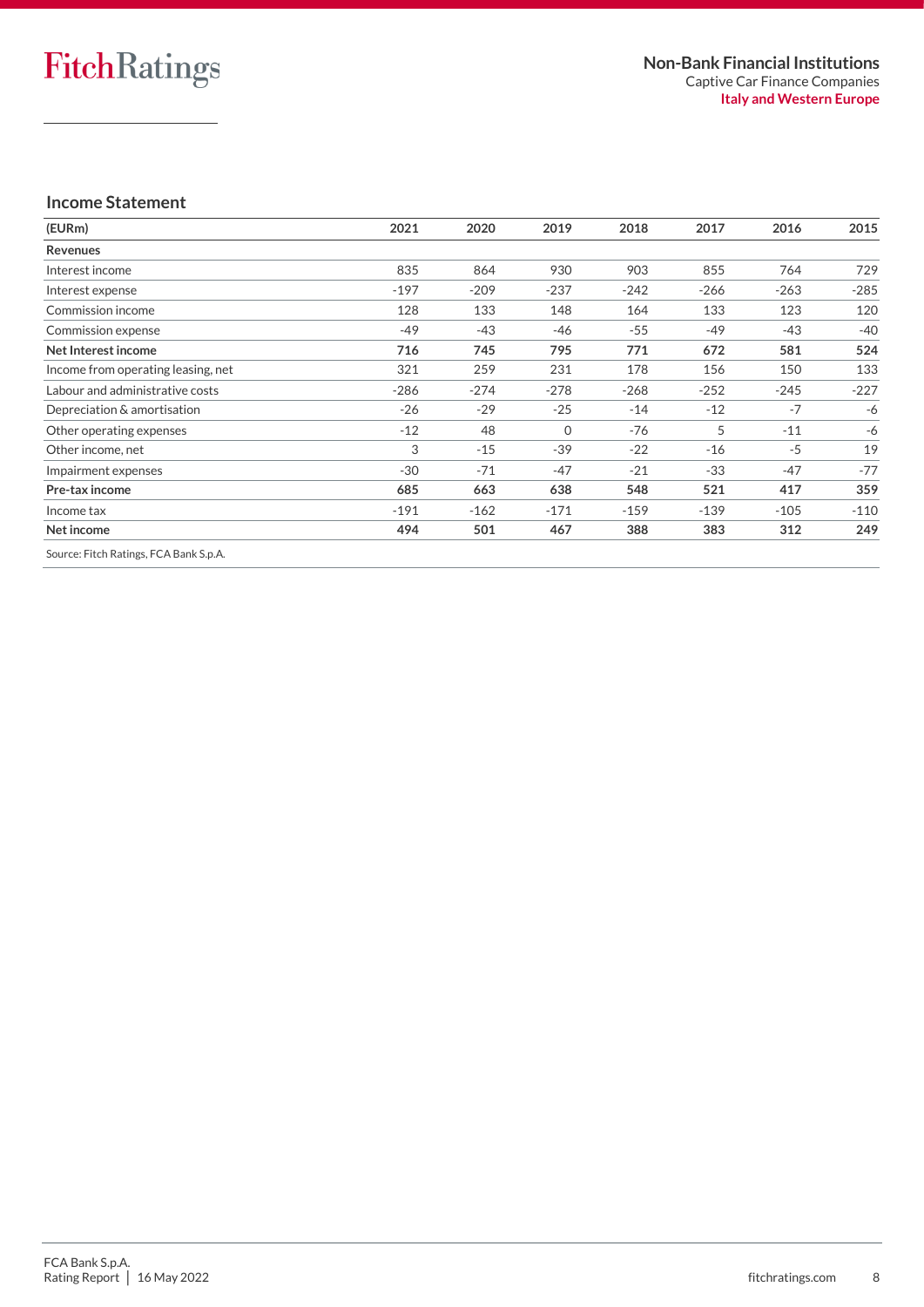## Income Statement

| (EURm) | 2021 | 2020 | 2019 | 2018 | 2017 | 2016 | 2015 |
|---|---|---|---|---|---|---|---|
| **Revenues** | | | | | | | |
| Interest income | 835 | 864 | 930 | 903 | 855 | 764 | 729 |
| Interest expense | -197 | -209 | -237 | -242 | -266 | -263 | -285 |
| Commission income | 128 | 133 | 148 | 164 | 133 | 123 | 120 |
| Commission expense | -49 | -43 | -46 | -55 | -49 | -43 | -40 |
| **Net Interest income** | **716** | **745** | **795** | **771** | **672** | **581** | **524** |
| Income from operating leasing, net | 321 | 259 | 231 | 178 | 156 | 150 | 133 |
| Labour and administrative costs | -286 | -274 | -278 | -268 | -252 | -245 | -227 |
| Depreciation & amortisation | -26 | -29 | -25 | -14 | -12 | -7 | -6 |
| Other operating expenses | -12 | 48 | 0 | -76 | 5 | -11 | -6 |
| Other income, net | 3 | -15 | -39 | -22 | -16 | -5 | 19 |
| Impairment expenses | -30 | -71 | -47 | -21 | -33 | -47 | -77 |
| **Pre-tax income** | **685** | **663** | **638** | **548** | **521** | **417** | **359** |
| Income tax | -191 | -162 | -171 | -159 | -139 | -105 | -110 |
| **Net income** | **494** | **501** | **467** | **388** | **383** | **312** | **249** |

Source: Fitch Ratings, FCA Bank S.p.A.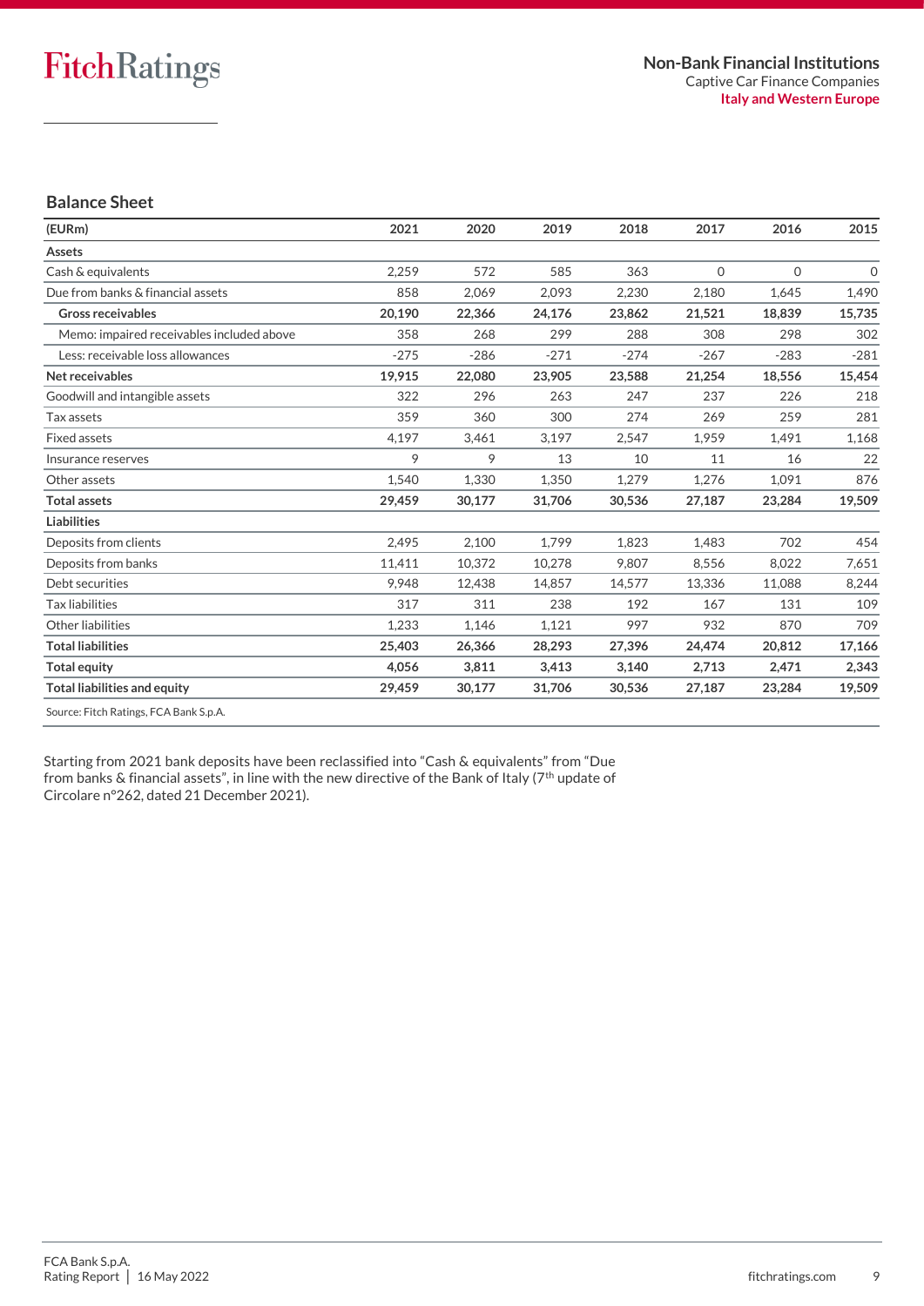## Balance Sheet

| (EURm) | 2021 | 2020 | 2019 | 2018 | 2017 | 2016 | 2015 |
|---|---|---|---|---|---|---|---|
| **Assets** | | | | | | | |
| Cash & equivalents | 2,259 | 572 | 585 | 363 | 0 | 0 | 0 |
| Due from banks & financial assets | 858 | 2,069 | 2,093 | 2,230 | 2,180 | 1,645 | 1,490 |
| **Gross receivables** | **20,190** | **22,366** | **24,176** | **23,862** | **21,521** | **18,839** | **15,735** |
| Memo: impaired receivables included above | 358 | 268 | 299 | 288 | 308 | 298 | 302 |
| Less: receivable loss allowances | -275 | -286 | -271 | -274 | -267 | -283 | -281 |
| **Net receivables** | **19,915** | **22,080** | **23,905** | **23,588** | **21,254** | **18,556** | **15,454** |
| Goodwill and intangible assets | 322 | 296 | 263 | 247 | 237 | 226 | 218 |
| Tax assets | 359 | 360 | 300 | 274 | 269 | 259 | 281 |
| Fixed assets | 4,197 | 3,461 | 3,197 | 2,547 | 1,959 | 1,491 | 1,168 |
| Insurance reserves | 9 | 9 | 13 | 10 | 11 | 16 | 22 |
| Other assets | 1,540 | 1,330 | 1,350 | 1,279 | 1,276 | 1,091 | 876 |
| **Total assets** | **29,459** | **30,177** | **31,706** | **30,536** | **27,187** | **23,284** | **19,509** |
| **Liabilities** | | | | | | | |
| Deposits from clients | 2,495 | 2,100 | 1,799 | 1,823 | 1,483 | 702 | 454 |
| Deposits from banks | 11,411 | 10,372 | 10,278 | 9,807 | 8,556 | 8,022 | 7,651 |
| Debt securities | 9,948 | 12,438 | 14,857 | 14,577 | 13,336 | 11,088 | 8,244 |
| Tax liabilities | 317 | 311 | 238 | 192 | 167 | 131 | 109 |
| Other liabilities | 1,233 | 1,146 | 1,121 | 997 | 932 | 870 | 709 |
| **Total liabilities** | **25,403** | **26,366** | **28,293** | **27,396** | **24,474** | **20,812** | **17,166** |
| **Total equity** | **4,056** | **3,811** | **3,413** | **3,140** | **2,713** | **2,471** | **2,343** |
| **Total liabilities and equity** | **29,459** | **30,177** | **31,706** | **30,536** | **27,187** | **23,284** | **19,509** |

Source: Fitch Ratings, FCA Bank S.p.A.

Starting from 2021 bank deposits have been reclassified into "Cash & equivalents" from "Due from banks & financial assets", in line with the new directive of the Bank of Italy (7th update of Circolare n°262, dated 21 December 2021).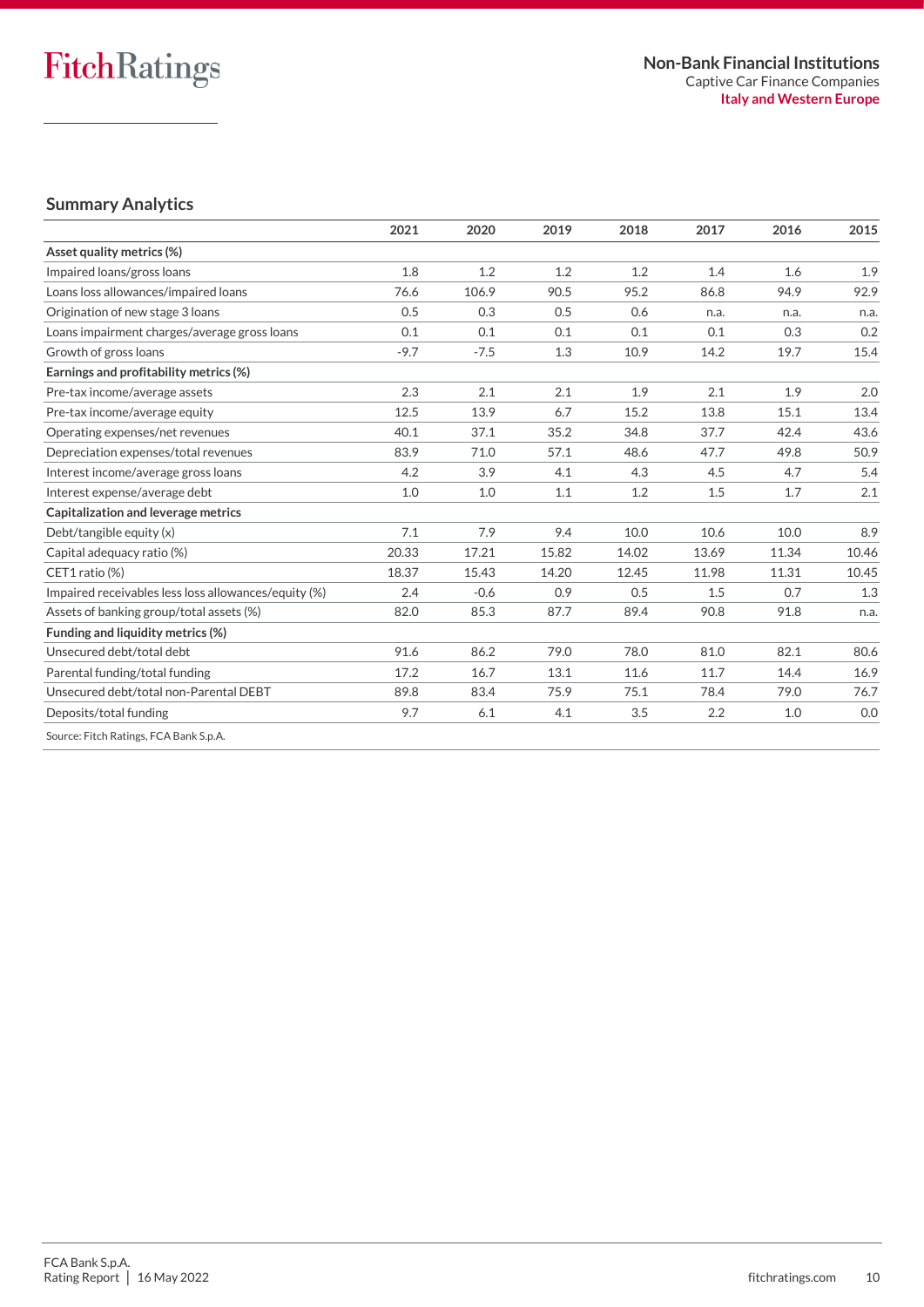## Summary Analytics

| | 2021 | 2020 | 2019 | 2018 | 2017 | 2016 | 2015 |
|---|---|---|---|---|---|---|---|
| **Asset quality metrics (%)** | | | | | | | |
| Impaired loans/gross loans | 1.8 | 1.2 | 1.2 | 1.2 | 1.4 | 1.6 | 1.9 |
| Loans loss allowances/impaired loans | 76.6 | 106.9 | 90.5 | 95.2 | 86.8 | 94.9 | 92.9 |
| Origination of new stage 3 loans | 0.5 | 0.3 | 0.5 | 0.6 | n.a. | n.a. | n.a. |
| Loans impairment charges/average gross loans | 0.1 | 0.1 | 0.1 | 0.1 | 0.1 | 0.3 | 0.2 |
| Growth of gross loans | -9.7 | -7.5 | 1.3 | 10.9 | 14.2 | 19.7 | 15.4 |
| **Earnings and profitability metrics (%)** | | | | | | | |
| Pre-tax income/average assets | 2.3 | 2.1 | 2.1 | 1.9 | 2.1 | 1.9 | 2.0 |
| Pre-tax income/average equity | 12.5 | 13.9 | 6.7 | 15.2 | 13.8 | 15.1 | 13.4 |
| Operating expenses/net revenues | 40.1 | 37.1 | 35.2 | 34.8 | 37.7 | 42.4 | 43.6 |
| Depreciation expenses/total revenues | 83.9 | 71.0 | 57.1 | 48.6 | 47.7 | 49.8 | 50.9 |
| Interest income/average gross loans | 4.2 | 3.9 | 4.1 | 4.3 | 4.5 | 4.7 | 5.4 |
| Interest expense/average debt | 1.0 | 1.0 | 1.1 | 1.2 | 1.5 | 1.7 | 2.1 |
| **Capitalization and leverage metrics** | | | | | | | |
| Debt/tangible equity (x) | 7.1 | 7.9 | 9.4 | 10.0 | 10.6 | 10.0 | 8.9 |
| Capital adequacy ratio (%) | 20.33 | 17.21 | 15.82 | 14.02 | 13.69 | 11.34 | 10.46 |
| CET1 ratio (%) | 18.37 | 15.43 | 14.20 | 12.45 | 11.98 | 11.31 | 10.45 |
| Impaired receivables less loss allowances/equity (%) | 2.4 | -0.6 | 0.9 | 0.5 | 1.5 | 0.7 | 1.3 |
| Assets of banking group/total assets (%) | 82.0 | 85.3 | 87.7 | 89.4 | 90.8 | 91.8 | n.a. |
| **Funding and liquidity metrics (%)** | | | | | | | |
| Unsecured debt/total debt | 91.6 | 86.2 | 79.0 | 78.0 | 81.0 | 82.1 | 80.6 |
| Parental funding/total funding | 17.2 | 16.7 | 13.1 | 11.6 | 11.7 | 14.4 | 16.9 |
| Unsecured debt/total non-Parental DEBT | 89.8 | 83.4 | 75.9 | 75.1 | 78.4 | 79.0 | 76.7 |
| Deposits/total funding | 9.7 | 6.1 | 4.1 | 3.5 | 2.2 | 1.0 | 0.0 |

Source: Fitch Ratings, FCA Bank S.p.A.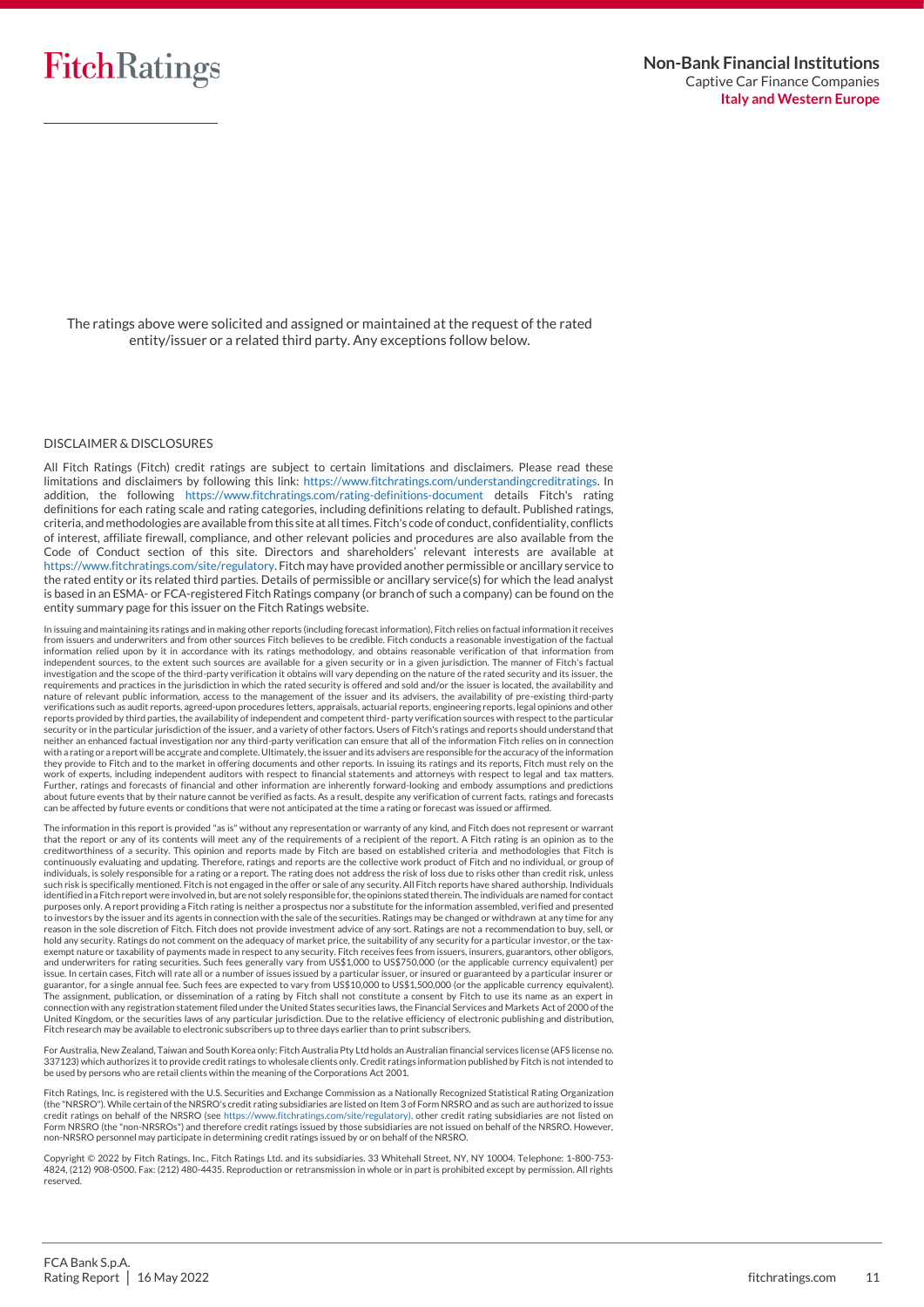The ratings above were solicited and assigned or maintained at the request of the rated entity/issuer or a related third party. Any exceptions follow below.

DISCLAIMER & DISCLOSURES

All Fitch Ratings (Fitch) credit ratings are subject to certain limitations and disclaimers. Please read these limitations and disclaimers by following this link: https://www.fitchratings.com/understandingcreditratings. In addition, the following https://www.fitchratings.com/rating-definitions-document details Fitch's rating definitions for each rating scale and rating categories, including definitions relating to default. Published ratings, criteria, and methodologies are available from this site at all times. Fitch's code of conduct, confidentiality, conflicts of interest, affiliate firewall, compliance, and other relevant policies and procedures are also available from the Code of Conduct section of this site. Directors and shareholders' relevant interests are available at https://www.fitchratings.com/site/regulatory. Fitch may have provided another permissible or ancillary service to the rated entity or its related third parties. Details of permissible or ancillary service(s) for which the lead analyst is based in an ESMA- or FCA-registered Fitch Ratings company (or branch of such a company) can be found on the entity summary page for this issuer on the Fitch Ratings website.

In issuing and maintaining its ratings and in making other reports (including forecast information), Fitch relies on factual information it receives from issuers and underwriters and from other sources Fitch believes to be credible. Fitch conducts a reasonable investigation of the factual information relied upon by it in accordance with its ratings methodology, and obtains reasonable verification of that information from independent sources, to the extent such sources are available for a given security or in a given jurisdiction. The manner of Fitch's factual investigation and the scope of the third-party verification it obtains will vary depending on the nature of the rated security and its issuer, the requirements and practices in the jurisdiction in which the rated security is offered and sold and/or the issuer is located, the availability and nature of relevant public information, access to the management of the issuer and its advisers, the availability of pre-existing third-party verifications such as audit reports, agreed-upon procedures letters, appraisals, actuarial reports, engineering reports, legal opinions and other reports provided by third parties, the availability of independent and competent third- party verification sources with respect to the particular security or in the particular jurisdiction of the issuer, and a variety of other factors. Users of Fitch's ratings and reports should understand that neither an enhanced factual investigation nor any third-party verification can ensure that all of the information Fitch relies on in connection with a rating or a report will be accurate and complete. Ultimately, the issuer and its advisers are responsible for the accuracy of the information they provide to Fitch and to the market in offering documents and other reports. In issuing its ratings and its reports, Fitch must rely on the work of experts, including independent auditors with respect to financial statements and attorneys with respect to legal and tax matters. Further, ratings and forecasts of financial and other information are inherently forward-looking and embody assumptions and predictions about future events that by their nature cannot be verified as facts. As a result, despite any verification of current facts, ratings and forecasts can be affected by future events or conditions that were not anticipated at the time a rating or forecast was issued or affirmed.

The information in this report is provided "as is" without any representation or warranty of any kind, and Fitch does not represent or warrant that the report or any of its contents will meet any of the requirements of a recipient of the report. A Fitch rating is an opinion as to the creditworthiness of a security. This opinion and reports made by Fitch are based on established criteria and methodologies that Fitch is continuously evaluating and updating. Therefore, ratings and reports are the collective work product of Fitch and no individual, or group of individuals, is solely responsible for a rating or a report. The rating does not address the risk of loss due to risks other than credit risk, unless such risk is specifically mentioned. Fitch is not engaged in the offer or sale of any security. All Fitch reports have shared authorship. Individuals identified in a Fitch report were involved in, but are not solely responsible for, the opinions stated therein. The individuals are named for contact purposes only. A report providing a Fitch rating is neither a prospectus nor a substitute for the information assembled, verified and presented to investors by the issuer and its agents in connection with the sale of the securities. Ratings may be changed or withdrawn at any time for any reason in the sole discretion of Fitch. Fitch does not provide investment advice of any sort. Ratings are not a recommendation to buy, sell, or hold any security. Ratings do not comment on the adequacy of market price, the suitability of any security for a particular investor, or the tax-exempt nature or taxability of payments made in respect to any security. Fitch receives fees from issuers, insurers, guarantors, other obligors, and underwriters for rating securities. Such fees generally vary from US$1,000 to US$750,000 (or the applicable currency equivalent) per issue. In certain cases, Fitch will rate all or a number of issues issued by a particular issuer, or insured or guaranteed by a particular insurer or guarantor, for a single annual fee. Such fees are expected to vary from US$10,000 to US$1,500,000 (or the applicable currency equivalent). The assignment, publication, or dissemination of a rating by Fitch shall not constitute a consent by Fitch to use its name as an expert in connection with any registration statement filed under the United States securities laws, the Financial Services and Markets Act of 2000 of the United Kingdom, or the securities laws of any particular jurisdiction. Due to the relative efficiency of electronic publishing and distribution, Fitch research may be available to electronic subscribers up to three days earlier than to print subscribers.

For Australia, New Zealand, Taiwan and South Korea only: Fitch Australia Pty Ltd holds an Australian financial services license (AFS license no. 337123) which authorizes it to provide credit ratings to wholesale clients only. Credit ratings information published by Fitch is not intended to be used by persons who are retail clients within the meaning of the Corporations Act 2001.

Fitch Ratings, Inc. is registered with the U.S. Securities and Exchange Commission as a Nationally Recognized Statistical Rating Organization (the "NRSRO"). While certain of the NRSRO's credit rating subsidiaries are listed on Item 3 of Form NRSRO and as such are authorized to issue credit ratings on behalf of the NRSRO (see https://www.fitchratings.com/site/regulatory), other credit rating subsidiaries are not listed on Form NRSRO (the "non-NRSROs") and therefore credit ratings issued by those subsidiaries are not issued on behalf of the NRSRO. However, non-NRSRO personnel may participate in determining credit ratings issued by or on behalf of the NRSRO.

Copyright © 2022 by Fitch Ratings, Inc., Fitch Ratings Ltd. and its subsidiaries. 33 Whitehall Street, NY, NY 10004. Telephone: 1-800-753-4824, (212) 908-0500. Fax: (212) 480-4435. Reproduction or retransmission in whole or in part is prohibited except by permission. All rights reserved.